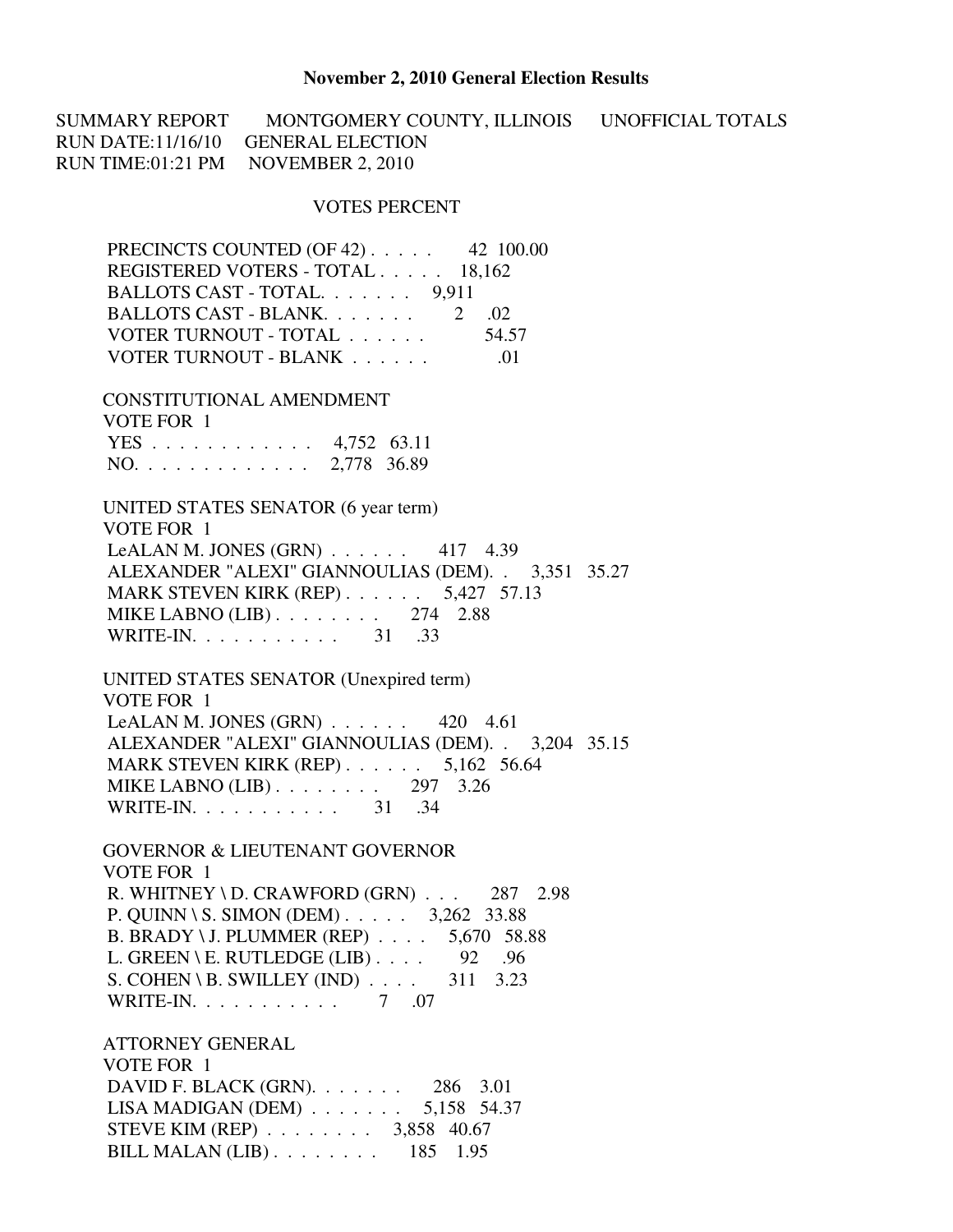# November 2, 2010 General Election Results

SUMMARY REPORT MONTGOMERY COUNTY, ILLINOIS UNOFFICIAL TOTALS
RUN DATE:11/16/10 GENERAL ELECTION
RUN TIME:01:21 PM NOVEMBER 2, 2010

| | VOTES | PERCENT |
|---|---|---|
| PRECINCTS COUNTED (OF 42) | 42 | 100.00 |
| REGISTERED VOTERS - TOTAL | 18,162 | |
| BALLOTS CAST - TOTAL | 9,911 | |
| BALLOTS CAST - BLANK | 2 | .02 |
| VOTER TURNOUT - TOTAL | | 54.57 |
| VOTER TURNOUT - BLANK | | .01 |

CONSTITUTIONAL AMENDMENT
VOTE FOR 1

| | VOTES | PERCENT |
|---|---|---|
| YES | 4,752 | 63.11 |
| NO | 2,778 | 36.89 |

UNITED STATES SENATOR (6 year term)
VOTE FOR 1

| | VOTES | PERCENT |
|---|---|---|
| LeALAN M. JONES (GRN) | 417 | 4.39 |
| ALEXANDER "ALEXI" GIANNOULIAS (DEM) | 3,351 | 35.27 |
| MARK STEVEN KIRK (REP) | 5,427 | 57.13 |
| MIKE LABNO (LIB) | 274 | 2.88 |
| WRITE-IN | 31 | .33 |

UNITED STATES SENATOR (Unexpired term)
VOTE FOR 1

| | VOTES | PERCENT |
|---|---|---|
| LeALAN M. JONES (GRN) | 420 | 4.61 |
| ALEXANDER "ALEXI" GIANNOULIAS (DEM) | 3,204 | 35.15 |
| MARK STEVEN KIRK (REP) | 5,162 | 56.64 |
| MIKE LABNO (LIB) | 297 | 3.26 |
| WRITE-IN | 31 | .34 |

GOVERNOR & LIEUTENANT GOVERNOR
VOTE FOR 1

| | VOTES | PERCENT |
|---|---|---|
| R. WHITNEY \ D. CRAWFORD (GRN) | 287 | 2.98 |
| P. QUINN \ S. SIMON (DEM) | 3,262 | 33.88 |
| B. BRADY \ J. PLUMMER (REP) | 5,670 | 58.88 |
| L. GREEN \ E. RUTLEDGE (LIB) | 92 | .96 |
| S. COHEN \ B. SWILLEY (IND) | 311 | 3.23 |
| WRITE-IN | 7 | .07 |

ATTORNEY GENERAL
VOTE FOR 1

| | VOTES | PERCENT |
|---|---|---|
| DAVID F. BLACK (GRN) | 286 | 3.01 |
| LISA MADIGAN (DEM) | 5,158 | 54.37 |
| STEVE KIM (REP) | 3,858 | 40.67 |
| BILL MALAN (LIB) | 185 | 1.95 |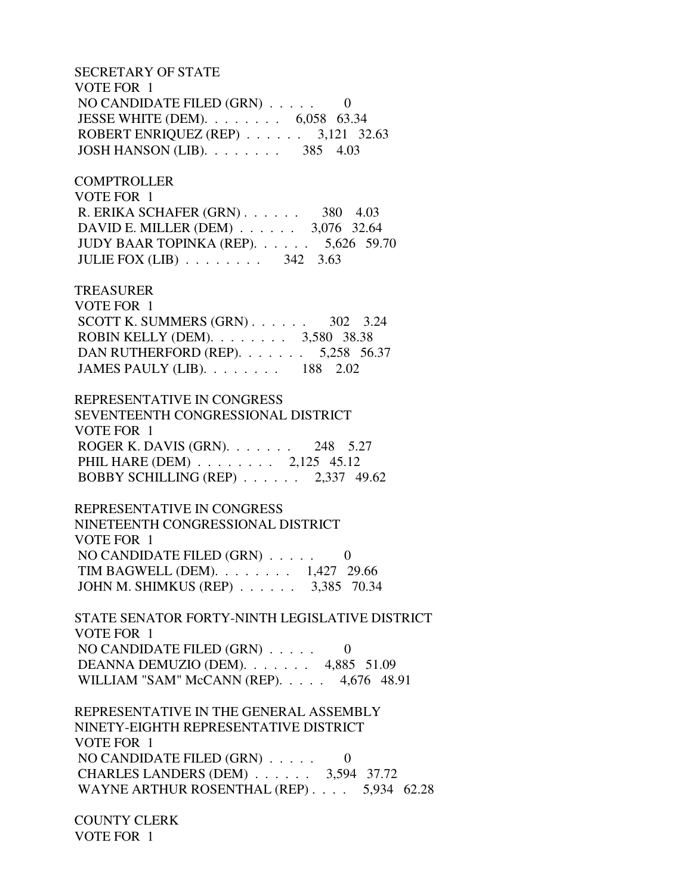SECRETARY OF STATE
VOTE FOR 1

| Candidate | Votes | Percent |
|---|---|---|
| NO CANDIDATE FILED (GRN) . . . . . | 0 | |
| JESSE WHITE (DEM). . . . . . . . | 6,058 | 63.34 |
| ROBERT ENRIQUEZ (REP) . . . . . . | 3,121 | 32.63 |
| JOSH HANSON (LIB). . . . . . . . | 385 | 4.03 |

COMPTROLLER
VOTE FOR 1

| Candidate | Votes | Percent |
|---|---|---|
| R. ERIKA SCHAFER (GRN) . . . . . . | 380 | 4.03 |
| DAVID E. MILLER (DEM) . . . . . . | 3,076 | 32.64 |
| JUDY BAAR TOPINKA (REP). . . . . . | 5,626 | 59.70 |
| JULIE FOX (LIB) . . . . . . . . | 342 | 3.63 |

TREASURER
VOTE FOR 1

| Candidate | Votes | Percent |
|---|---|---|
| SCOTT K. SUMMERS (GRN) . . . . . . | 302 | 3.24 |
| ROBIN KELLY (DEM). . . . . . . . | 3,580 | 38.38 |
| DAN RUTHERFORD (REP). . . . . . . | 5,258 | 56.37 |
| JAMES PAULY (LIB). . . . . . . . | 188 | 2.02 |

REPRESENTATIVE IN CONGRESS
SEVENTEENTH CONGRESSIONAL DISTRICT
VOTE FOR 1

| Candidate | Votes | Percent |
|---|---|---|
| ROGER K. DAVIS (GRN). . . . . . . | 248 | 5.27 |
| PHIL HARE (DEM) . . . . . . . . | 2,125 | 45.12 |
| BOBBY SCHILLING (REP) . . . . . . | 2,337 | 49.62 |

REPRESENTATIVE IN CONGRESS
NINETEENTH CONGRESSIONAL DISTRICT
VOTE FOR 1

| Candidate | Votes | Percent |
|---|---|---|
| NO CANDIDATE FILED (GRN) . . . . . | 0 | |
| TIM BAGWELL (DEM). . . . . . . . | 1,427 | 29.66 |
| JOHN M. SHIMKUS (REP) . . . . . . | 3,385 | 70.34 |

STATE SENATOR FORTY-NINTH LEGISLATIVE DISTRICT
VOTE FOR 1

| Candidate | Votes | Percent |
|---|---|---|
| NO CANDIDATE FILED (GRN) . . . . . | 0 | |
| DEANNA DEMUZIO (DEM). . . . . . . | 4,885 | 51.09 |
| WILLIAM "SAM" McCANN (REP). . . . . | 4,676 | 48.91 |

REPRESENTATIVE IN THE GENERAL ASSEMBLY
NINETY-EIGHTH REPRESENTATIVE DISTRICT
VOTE FOR 1

| Candidate | Votes | Percent |
|---|---|---|
| NO CANDIDATE FILED (GRN) . . . . . | 0 | |
| CHARLES LANDERS (DEM) . . . . . . | 3,594 | 37.72 |
| WAYNE ARTHUR ROSENTHAL (REP) . . . . | 5,934 | 62.28 |

COUNTY CLERK
VOTE FOR 1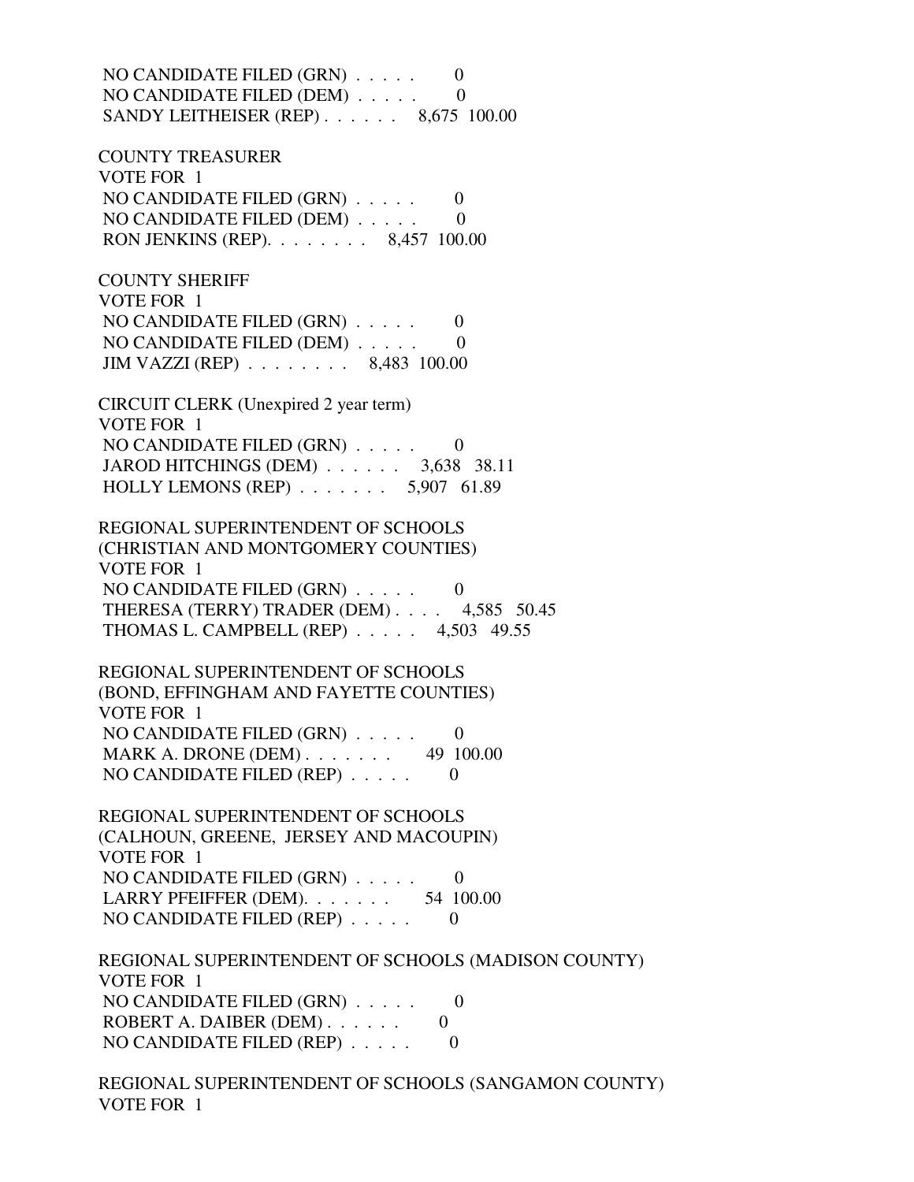NO CANDIDATE FILED (GRN) . . . . .    0
NO CANDIDATE FILED (DEM) . . . . .    0
SANDY LEITHEISER (REP) . . . . . .    8,675  100.00

COUNTY TREASURER
VOTE FOR 1
NO CANDIDATE FILED (GRN) . . . . .    0
NO CANDIDATE FILED (DEM) . . . . .    0
RON JENKINS (REP). . . . . . . .    8,457  100.00

COUNTY SHERIFF
VOTE FOR 1
NO CANDIDATE FILED (GRN) . . . . .    0
NO CANDIDATE FILED (DEM) . . . . .    0
JIM VAZZI (REP) . . . . . . . .    8,483  100.00

CIRCUIT CLERK (Unexpired 2 year term)
VOTE FOR 1
NO CANDIDATE FILED (GRN) . . . . .    0
JAROD HITCHINGS (DEM) . . . . . .    3,638   38.11
HOLLY LEMONS (REP) . . . . . . .    5,907   61.89

REGIONAL SUPERINTENDENT OF SCHOOLS
(CHRISTIAN AND MONTGOMERY COUNTIES)
VOTE FOR 1
NO CANDIDATE FILED (GRN) . . . . .    0
THERESA (TERRY) TRADER (DEM) . . . .    4,585   50.45
THOMAS L. CAMPBELL (REP) . . . . .    4,503   49.55

REGIONAL SUPERINTENDENT OF SCHOOLS
(BOND, EFFINGHAM AND FAYETTE COUNTIES)
VOTE FOR 1
NO CANDIDATE FILED (GRN) . . . . .    0
MARK A. DRONE (DEM) . . . . . . .    49  100.00
NO CANDIDATE FILED (REP) . . . . .    0

REGIONAL SUPERINTENDENT OF SCHOOLS
(CALHOUN, GREENE, JERSEY AND MACOUPIN)
VOTE FOR 1
NO CANDIDATE FILED (GRN) . . . . .    0
LARRY PFEIFFER (DEM). . . . . . .    54  100.00
NO CANDIDATE FILED (REP) . . . . .    0

REGIONAL SUPERINTENDENT OF SCHOOLS (MADISON COUNTY)
VOTE FOR 1
NO CANDIDATE FILED (GRN) . . . . .    0
ROBERT A. DAIBER (DEM) . . . . . .    0
NO CANDIDATE FILED (REP) . . . . .    0

REGIONAL SUPERINTENDENT OF SCHOOLS (SANGAMON COUNTY)
VOTE FOR 1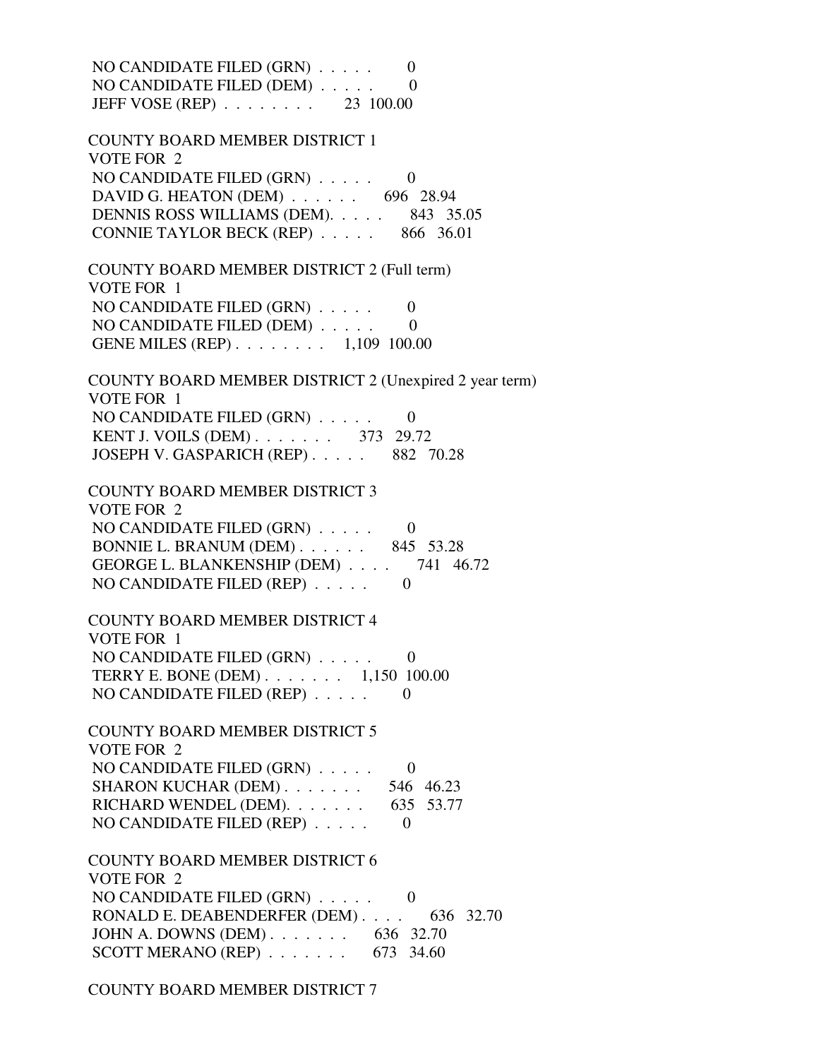NO CANDIDATE FILED (GRN) . . . . . 0
NO CANDIDATE FILED (DEM) . . . . . 0
JEFF VOSE (REP) . . . . . . . . 23 100.00

COUNTY BOARD MEMBER DISTRICT 1
VOTE FOR 2
NO CANDIDATE FILED (GRN) . . . . . 0
DAVID G. HEATON (DEM) . . . . . . 696 28.94
DENNIS ROSS WILLIAMS (DEM). . . . . 843 35.05
CONNIE TAYLOR BECK (REP) . . . . . 866 36.01

COUNTY BOARD MEMBER DISTRICT 2 (Full term)
VOTE FOR 1
NO CANDIDATE FILED (GRN) . . . . . 0
NO CANDIDATE FILED (DEM) . . . . . 0
GENE MILES (REP) . . . . . . . . 1,109 100.00

COUNTY BOARD MEMBER DISTRICT 2 (Unexpired 2 year term)
VOTE FOR 1
NO CANDIDATE FILED (GRN) . . . . . 0
KENT J. VOILS (DEM) . . . . . . . 373 29.72
JOSEPH V. GASPARICH (REP) . . . . . 882 70.28

COUNTY BOARD MEMBER DISTRICT 3
VOTE FOR 2
NO CANDIDATE FILED (GRN) . . . . . 0
BONNIE L. BRANUM (DEM) . . . . . . 845 53.28
GEORGE L. BLANKENSHIP (DEM) . . . . 741 46.72
NO CANDIDATE FILED (REP) . . . . . 0

COUNTY BOARD MEMBER DISTRICT 4
VOTE FOR 1
NO CANDIDATE FILED (GRN) . . . . . 0
TERRY E. BONE (DEM) . . . . . . . 1,150 100.00
NO CANDIDATE FILED (REP) . . . . . 0

COUNTY BOARD MEMBER DISTRICT 5
VOTE FOR 2
NO CANDIDATE FILED (GRN) . . . . . 0
SHARON KUCHAR (DEM) . . . . . . . 546 46.23
RICHARD WENDEL (DEM). . . . . . . 635 53.77
NO CANDIDATE FILED (REP) . . . . . 0

COUNTY BOARD MEMBER DISTRICT 6
VOTE FOR 2
NO CANDIDATE FILED (GRN) . . . . . 0
RONALD E. DEABENDERFER (DEM) . . . . 636 32.70
JOHN A. DOWNS (DEM) . . . . . . . 636 32.70
SCOTT MERANO (REP) . . . . . . . 673 34.60

COUNTY BOARD MEMBER DISTRICT 7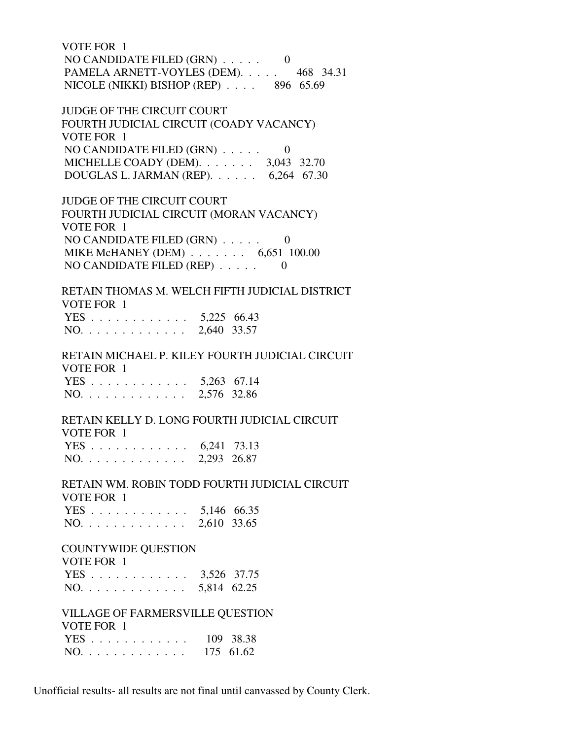VOTE FOR 1

| | | |
|---|---|---|
| NO CANDIDATE FILED (GRN) . . . . . | 0 | |
| PAMELA ARNETT-VOYLES (DEM). . . . . | 468 | 34.31 |
| NICOLE (NIKKI) BISHOP (REP) . . . . | 896 | 65.69 |

JUDGE OF THE CIRCUIT COURT
FOURTH JUDICIAL CIRCUIT (COADY VACANCY)
VOTE FOR 1

| | | |
|---|---|---|
| NO CANDIDATE FILED (GRN) . . . . . | 0 | |
| MICHELLE COADY (DEM). . . . . . . | 3,043 | 32.70 |
| DOUGLAS L. JARMAN (REP). . . . . . | 6,264 | 67.30 |

JUDGE OF THE CIRCUIT COURT
FOURTH JUDICIAL CIRCUIT (MORAN VACANCY)
VOTE FOR 1

| | | |
|---|---|---|
| NO CANDIDATE FILED (GRN) . . . . . | 0 | |
| MIKE McHANEY (DEM) . . . . . . . | 6,651 | 100.00 |
| NO CANDIDATE FILED (REP) . . . . . | 0 | |

RETAIN THOMAS M. WELCH FIFTH JUDICIAL DISTRICT
VOTE FOR 1

| | | |
|---|---|---|
| YES . . . . . . . . . . . . | 5,225 | 66.43 |
| NO. . . . . . . . . . . . . | 2,640 | 33.57 |

RETAIN MICHAEL P. KILEY FOURTH JUDICIAL CIRCUIT
VOTE FOR 1

| | | |
|---|---|---|
| YES . . . . . . . . . . . . | 5,263 | 67.14 |
| NO. . . . . . . . . . . . . | 2,576 | 32.86 |

RETAIN KELLY D. LONG FOURTH JUDICIAL CIRCUIT
VOTE FOR 1

| | | |
|---|---|---|
| YES . . . . . . . . . . . . | 6,241 | 73.13 |
| NO. . . . . . . . . . . . . | 2,293 | 26.87 |

RETAIN WM. ROBIN TODD FOURTH JUDICIAL CIRCUIT
VOTE FOR 1

| | | |
|---|---|---|
| YES . . . . . . . . . . . . | 5,146 | 66.35 |
| NO. . . . . . . . . . . . . | 2,610 | 33.65 |

COUNTYWIDE QUESTION
VOTE FOR 1

| | | |
|---|---|---|
| YES . . . . . . . . . . . . | 3,526 | 37.75 |
| NO. . . . . . . . . . . . . | 5,814 | 62.25 |

VILLAGE OF FARMERSVILLE QUESTION
VOTE FOR 1

| | | |
|---|---|---|
| YES . . . . . . . . . . . . | 109 | 38.38 |
| NO. . . . . . . . . . . . . | 175 | 61.62 |

Unofficial results- all results are not final until canvassed by County Clerk.